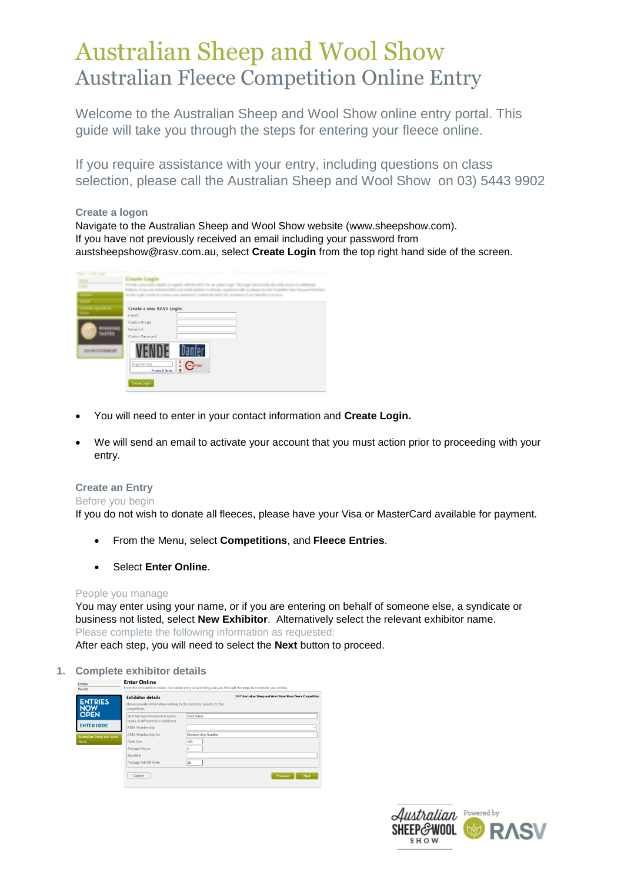# Australian Sheep and Wool Show
## Australian Fleece Competition Online Entry

Welcome to the Australian Sheep and Wool Show online entry portal. This guide will take you through the steps for entering your fleece online.

If you require assistance with your entry, including questions on class selection, please call the Australian Sheep and Wool Show on 03) 5443 9902

### Create a logon

Navigate to the Australian Sheep and Wool Show website (www.sheepshow.com).
If you have not previously received an email including your password from austsheepshow@rasv.com.au, select **Create Login** from the top right hand side of the screen.

- You will need to enter in your contact information and **Create Login.**
- We will send an email to activate your account that you must action prior to proceeding with your entry.

### Create an Entry

Before you begin

If you do not wish to donate all fleeces, please have your Visa or MasterCard available for payment.

- From the Menu, select **Competitions**, and **Fleece Entries**.
- Select **Enter Online**.

People you manage

You may enter using your name, or if you are entering on behalf of someone else, a syndicate or business not listed, select **New Exhibitor**. Alternatively select the relevant exhibitor name.

Please complete the following information as requested:

After each step, you will need to select the **Next** button to proceed.

1. **Complete exhibitor details**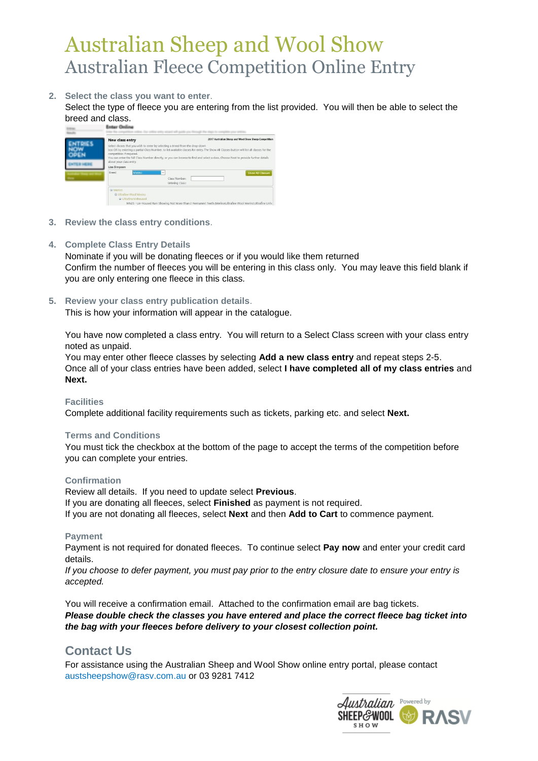# Australian Sheep and Wool Show

## Australian Fleece Competition Online Entry

2. **Select the class you want to enter.**
   Select the type of fleece you are entering from the list provided. You will then be able to select the breed and class.

3. **Review the class entry conditions.**

4. **Complete Class Entry Details**
   Nominate if you will be donating fleeces or if you would like them returned
   Confirm the number of fleeces you will be entering in this class only. You may leave this field blank if you are only entering one fleece in this class.

5. **Review your class entry publication details.**
   This is how your information will appear in the catalogue.

   You have now completed a class entry. You will return to a Select Class screen with your class entry noted as unpaid.
   You may enter other fleece classes by selecting **Add a new class entry** and repeat steps 2-5.
   Once all of your class entries have been added, select **I have completed all of my class entries** and **Next.**

### Facilities

Complete additional facility requirements such as tickets, parking etc. and select **Next.**

### Terms and Conditions

You must tick the checkbox at the bottom of the page to accept the terms of the competition before you can complete your entries.

### Confirmation

Review all details. If you need to update select **Previous**.
If you are donating all fleeces, select **Finished** as payment is not required.
If you are not donating all fleeces, select **Next** and then **Add to Cart** to commence payment.

### Payment

Payment is not required for donated fleeces. To continue select **Pay now** and enter your credit card details.
*If you choose to defer payment, you must pay prior to the entry closure date to ensure your entry is accepted.*

You will receive a confirmation email. Attached to the confirmation email are bag tickets.
***Please double check the classes you have entered and place the correct fleece bag ticket into the bag with your fleeces before delivery to your closest collection point.***

## Contact Us

For assistance using the Australian Sheep and Wool Show online entry portal, please contact austsheepshow@rasv.com.au or 03 9281 7412